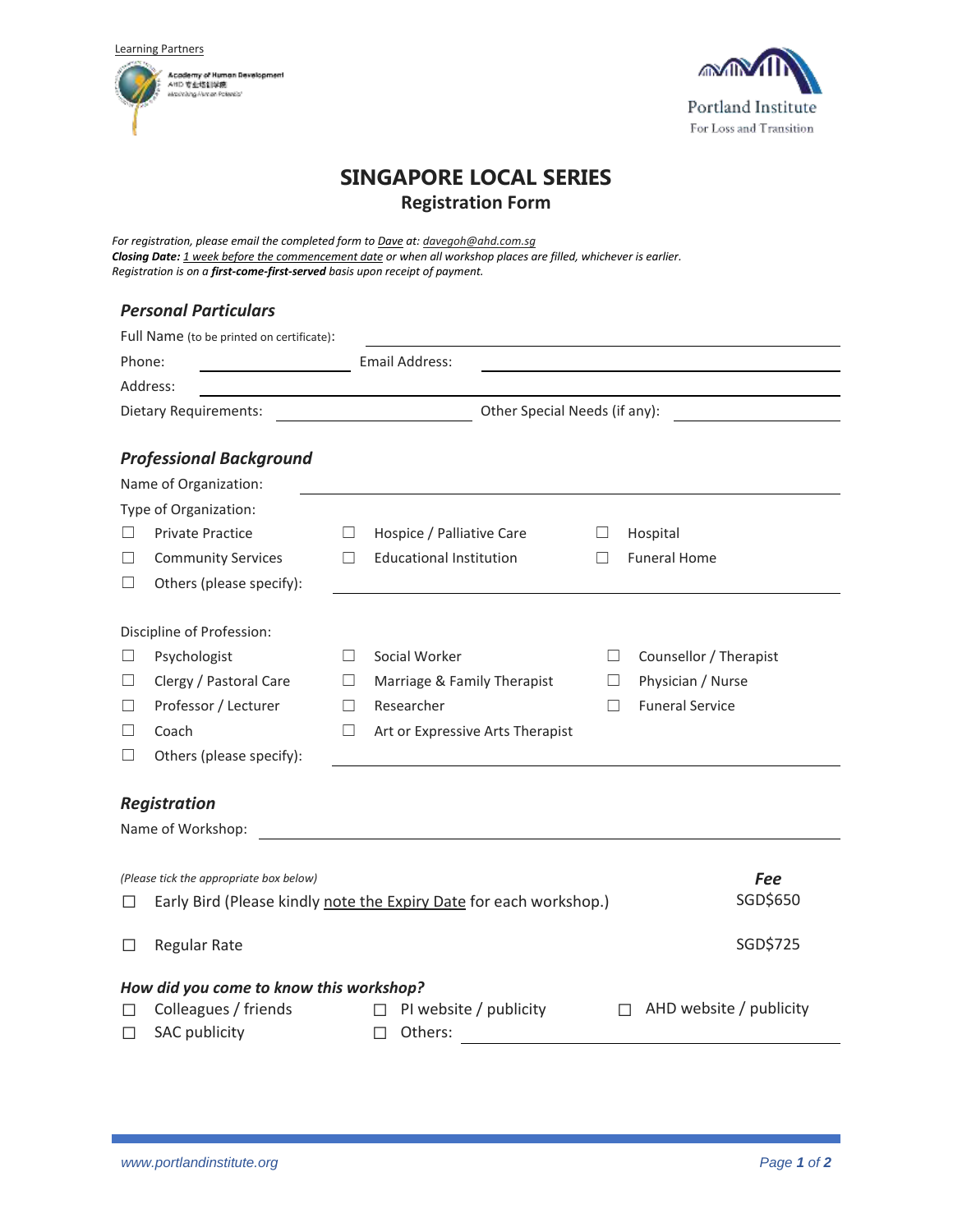Learning Partners

Academy of Human Development

Portland Institute For Loss and Transition

# SINGAPORE LOCAL SERIES

## Registration Form

*For registration, please email the completed form to Dave at: davegoh@ahd.com.sg*
***Closing Date:*** *1 week before the commencement date or when all workshop places are filled, whichever is earlier.*
*Registration is on a **first-come-first-served** basis upon receipt of payment.*

### *Personal Particulars*

Full Name (to be printed on certificate): \_\_\_\_\_\_\_\_\_\_\_\_\_\_\_\_\_\_\_\_\_\_\_\_

Phone: \_\_\_\_\_\_\_\_\_\_\_\_\_\_\_\_ Email Address: \_\_\_\_\_\_\_\_\_\_\_\_\_\_\_\_\_\_\_\_\_\_\_\_

Address: \_\_\_\_\_\_\_\_\_\_\_\_\_\_\_\_\_\_\_\_\_\_\_\_\_\_\_\_\_\_\_\_\_\_\_\_\_\_\_\_

Dietary Requirements: \_\_\_\_\_\_\_\_\_\_\_\_\_\_\_\_ Other Special Needs (if any): \_\_\_\_\_\_\_\_\_\_\_\_\_\_\_\_

### *Professional Background*

Name of Organization: \_\_\_\_\_\_\_\_\_\_\_\_\_\_\_\_\_\_\_\_\_\_\_\_\_\_\_\_\_\_\_\_\_\_\_\_\_\_\_\_

Type of Organization:

☐ Private Practice ☐ Hospice / Palliative Care ☐ Hospital
☐ Community Services ☐ Educational Institution ☐ Funeral Home
☐ Others (please specify): \_\_\_\_\_\_\_\_\_\_\_\_\_\_\_\_\_\_\_\_\_\_\_\_

Discipline of Profession:

☐ Psychologist ☐ Social Worker ☐ Counsellor / Therapist
☐ Clergy / Pastoral Care ☐ Marriage & Family Therapist ☐ Physician / Nurse
☐ Professor / Lecturer ☐ Researcher ☐ Funeral Service
☐ Coach ☐ Art or Expressive Arts Therapist
☐ Others (please specify): \_\_\_\_\_\_\_\_\_\_\_\_\_\_\_\_\_\_\_\_\_\_\_\_

### *Registration*

Name of Workshop: \_\_\_\_\_\_\_\_\_\_\_\_\_\_\_\_\_\_\_\_\_\_\_\_\_\_\_\_\_\_\_\_\_\_\_\_\_\_\_\_

*(Please tick the appropriate box below)*

| | ***Fee*** |
|---|---|
| ☐ Early Bird (Please kindly note the Expiry Date for each workshop.) | SGD$650 |
| ☐ Regular Rate | SGD$725 |

### *How did you come to know this workshop?*

☐ Colleagues / friends ☐ PI website / publicity ☐ AHD website / publicity
☐ SAC publicity ☐ Others: \_\_\_\_\_\_\_\_\_\_\_\_\_\_\_\_\_\_\_\_\_\_\_\_

www.portlandinstitute.org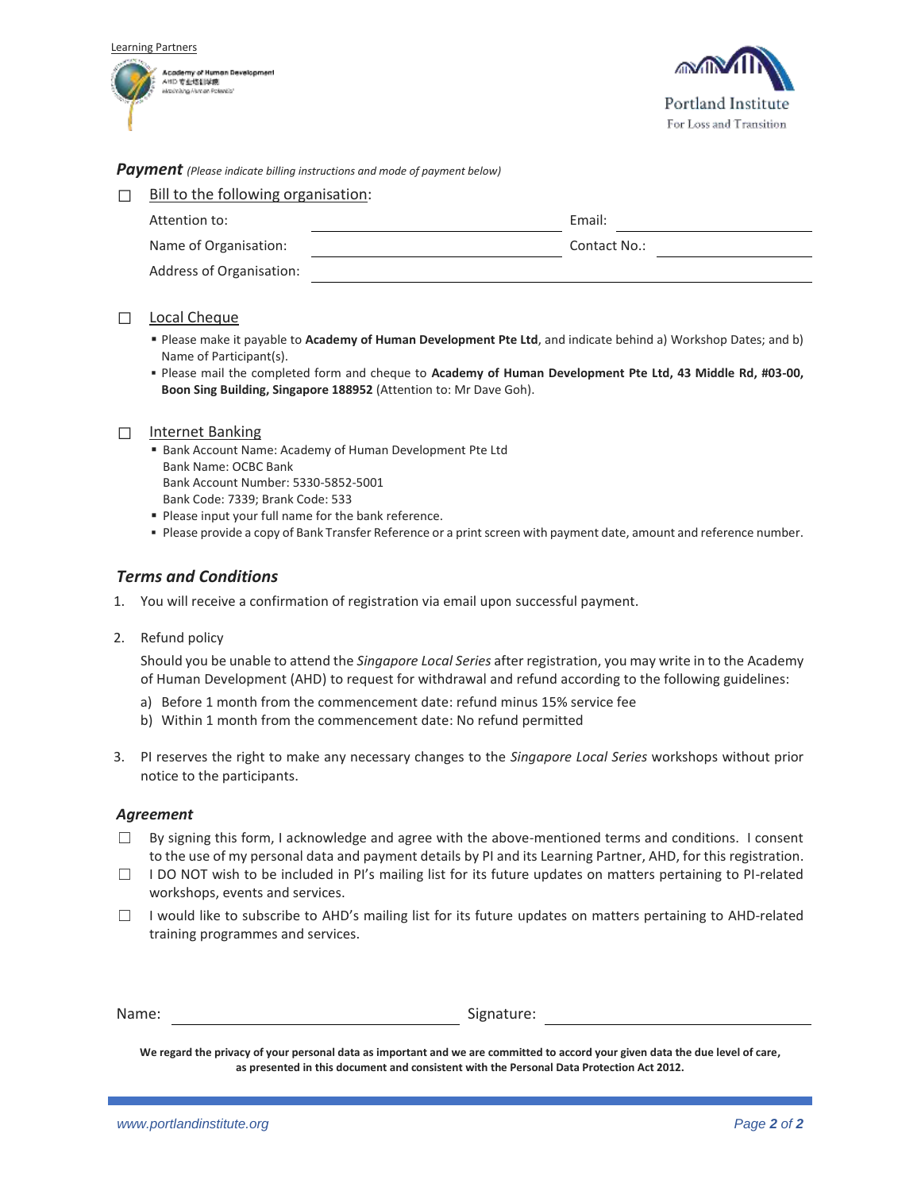Learning Partners

Academy of Human Development

Portland Institute
For Loss and Transition

***Payment*** *(Please indicate billing instructions and mode of payment below)*

☐ Bill to the following organisation:

Attention to: \_\_\_\_\_\_\_\_\_\_ Email: \_\_\_\_\_\_\_\_\_\_

Name of Organisation: \_\_\_\_\_\_\_\_\_\_ Contact No.: \_\_\_\_\_\_\_\_\_\_

Address of Organisation: \_\_\_\_\_\_\_\_\_\_

☐ Local Cheque

- Please make it payable to **Academy of Human Development Pte Ltd**, and indicate behind a) Workshop Dates; and b) Name of Participant(s).
- Please mail the completed form and cheque to **Academy of Human Development Pte Ltd, 43 Middle Rd, #03-00, Boon Sing Building, Singapore 188952** (Attention to: Mr Dave Goh).

☐ Internet Banking

- Bank Account Name: Academy of Human Development Pte Ltd
  Bank Name: OCBC Bank
  Bank Account Number: 5330-5852-5001
  Bank Code: 7339; Brank Code: 533
- Please input your full name for the bank reference.
- Please provide a copy of Bank Transfer Reference or a print screen with payment date, amount and reference number.

## *Terms and Conditions*

1. You will receive a confirmation of registration via email upon successful payment.

2. Refund policy

   Should you be unable to attend the *Singapore Local Series* after registration, you may write in to the Academy of Human Development (AHD) to request for withdrawal and refund according to the following guidelines:

   a) Before 1 month from the commencement date: refund minus 15% service fee
   b) Within 1 month from the commencement date: No refund permitted

3. PI reserves the right to make any necessary changes to the *Singapore Local Series* workshops without prior notice to the participants.

### *Agreement*

☐ By signing this form, I acknowledge and agree with the above-mentioned terms and conditions. I consent to the use of my personal data and payment details by PI and its Learning Partner, AHD, for this registration.

☐ I DO NOT wish to be included in PI's mailing list for its future updates on matters pertaining to PI-related workshops, events and services.

☐ I would like to subscribe to AHD's mailing list for its future updates on matters pertaining to AHD-related training programmes and services.

Name: \_\_\_\_\_\_\_\_\_\_ Signature: \_\_\_\_\_\_\_\_\_\_

**We regard the privacy of your personal data as important and we are committed to accord your given data the due level of care, as presented in this document and consistent with the Personal Data Protection Act 2012.**

www.portlandinstitute.org